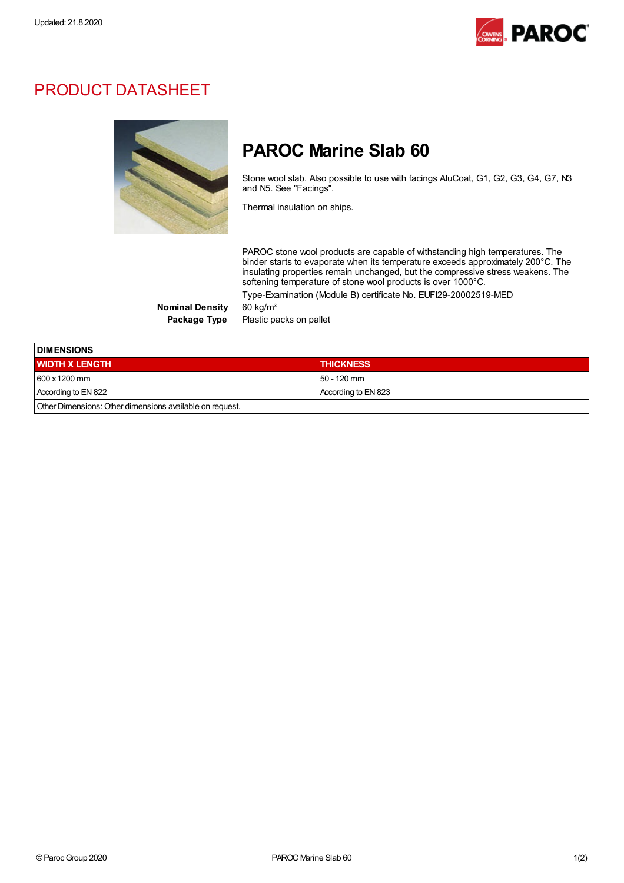Updated: 21.8.2020

# PRODUCT DATASHEET

## PAROC Marine Slab 60

Stone wool slab. Also possible to use with facings AluCoat, G1, G2, G3, G4, G7, N3 and N5. See "Facings".

Thermal insulation on ships.

PAROC stone wool products are capable of withstanding high temperatures. The binder starts to evaporate when its temperature exceeds approximately 200°C. The insulating properties remain unchanged, but the compressive stress weakens. The softening temperature of stone wool products is over 1000°C.

Type-Examination (Module B) certificate No. EUFI29-20002519-MED

**Nominal Density** 60 kg/m³

**Package Type** Plastic packs on pallet

| DIMENSIONS | |
|---|---|
| **WIDTH X LENGTH** | **THICKNESS** |
| 600 x 1200 mm | 50 - 120 mm |
| According to EN 822 | According to EN 823 |
| Other Dimensions: Other dimensions available on request. | |

© Paroc Group 2020

PAROC Marine Slab 60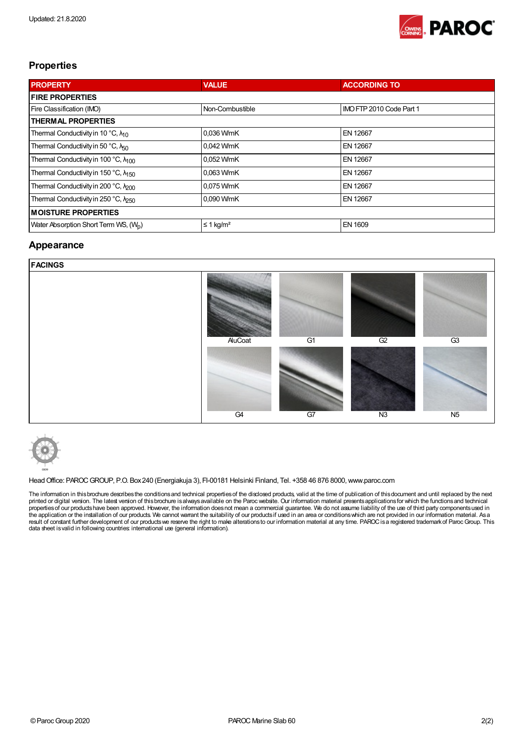Updated: 21.8.2020

## Properties

| PROPERTY | VALUE | ACCORDING TO |
|---|---|---|
| **FIRE PROPERTIES** | | |
| Fire Classification (IMO) | Non-Combustible | IMO FTP 2010 Code Part 1 |
| **THERMAL PROPERTIES** | | |
| Thermal Conductivity in 10 °C, $\lambda_{10}$ | 0,036 W/mK | EN 12667 |
| Thermal Conductivity in 50 °C, $\lambda_{50}$ | 0,042 W/mK | EN 12667 |
| Thermal Conductivity in 100 °C, $\lambda_{100}$ | 0,052 W/mK | EN 12667 |
| Thermal Conductivity in 150 °C, $\lambda_{150}$ | 0,063 W/mK | EN 12667 |
| Thermal Conductivity in 200 °C, $\lambda_{200}$ | 0,075 W/mK | EN 12667 |
| Thermal Conductivity in 250 °C, $\lambda_{250}$ | 0,090 W/mK | EN 12667 |
| **MOISTURE PROPERTIES** | | |
| Water Absorption Short Term WS, ($W_p$) | ≤ 1 kg/m² | EN 1609 |

## Appearance

**FACINGS**

AluCoat

G1

G2

G3

G4

G7

N3

N5

Head Office: PAROC GROUP, P.O. Box 240 (Energiakuja 3), FI-00181 Helsinki Finland, Tel. +358 46 876 8000, www.paroc.com

The information in this brochure describes the conditions and technical properties of the disclosed products, valid at the time of publication of this document and until replaced by the next printed or digital version. The latest version of this brochure is always available on the Paroc website. Our information material presents applications for which the functions and technical properties of our products have been approved. However, the information does not mean a commercial guarantee. We do not assume liability of the use of third party components used in the application or the installation of our products. We cannot warrant the suitability of our products if used in an area or conditions which are not provided in our information material. As a result of constant further development of our products we reserve the right to make alterations to our information material at any time. PAROC is a registered trademark of Paroc Group. This data sheet is valid in following countries: international use (general information).

© Paroc Group 2020 PAROC Marine Slab 60